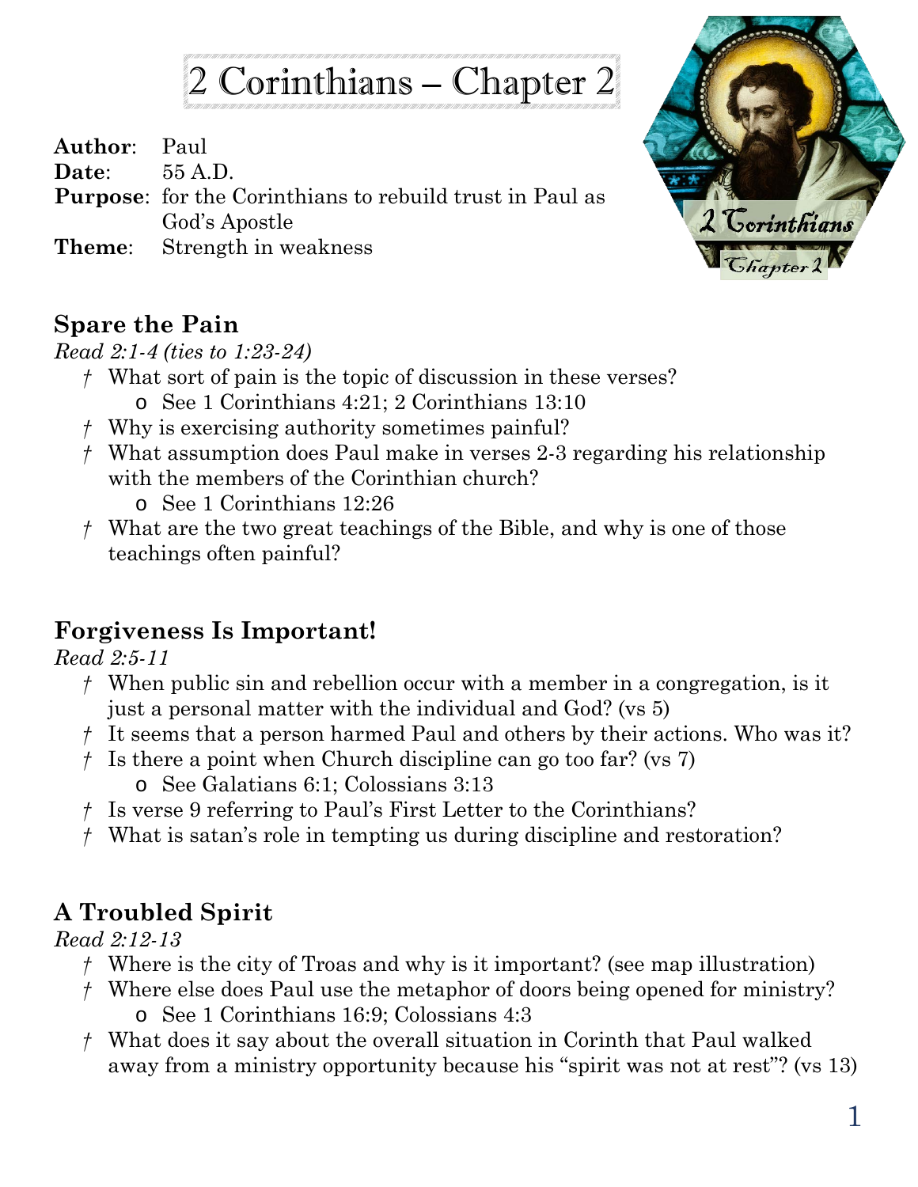# 2 Corinthians – Chapter 2

**Author**: Paul
**Date**: 55 A.D.
**Purpose**: for the Corinthians to rebuild trust in Paul as God's Apostle
**Theme**: Strength in weakness

## Spare the Pain

*Read 2:1-4 (ties to 1:23-24)*

- What sort of pain is the topic of discussion in these verses?
  - See 1 Corinthians 4:21; 2 Corinthians 13:10
- Why is exercising authority sometimes painful?
- What assumption does Paul make in verses 2-3 regarding his relationship with the members of the Corinthian church?
  - See 1 Corinthians 12:26
- What are the two great teachings of the Bible, and why is one of those teachings often painful?

## Forgiveness Is Important!

*Read 2:5-11*

- When public sin and rebellion occur with a member in a congregation, is it just a personal matter with the individual and God? (vs 5)
- It seems that a person harmed Paul and others by their actions. Who was it?
- Is there a point when Church discipline can go too far? (vs 7)
  - See Galatians 6:1; Colossians 3:13
- Is verse 9 referring to Paul's First Letter to the Corinthians?
- What is satan's role in tempting us during discipline and restoration?

## A Troubled Spirit

*Read 2:12-13*

- Where is the city of Troas and why is it important? (see map illustration)
- Where else does Paul use the metaphor of doors being opened for ministry?
  - See 1 Corinthians 16:9; Colossians 4:3
- What does it say about the overall situation in Corinth that Paul walked away from a ministry opportunity because his "spirit was not at rest"? (vs 13)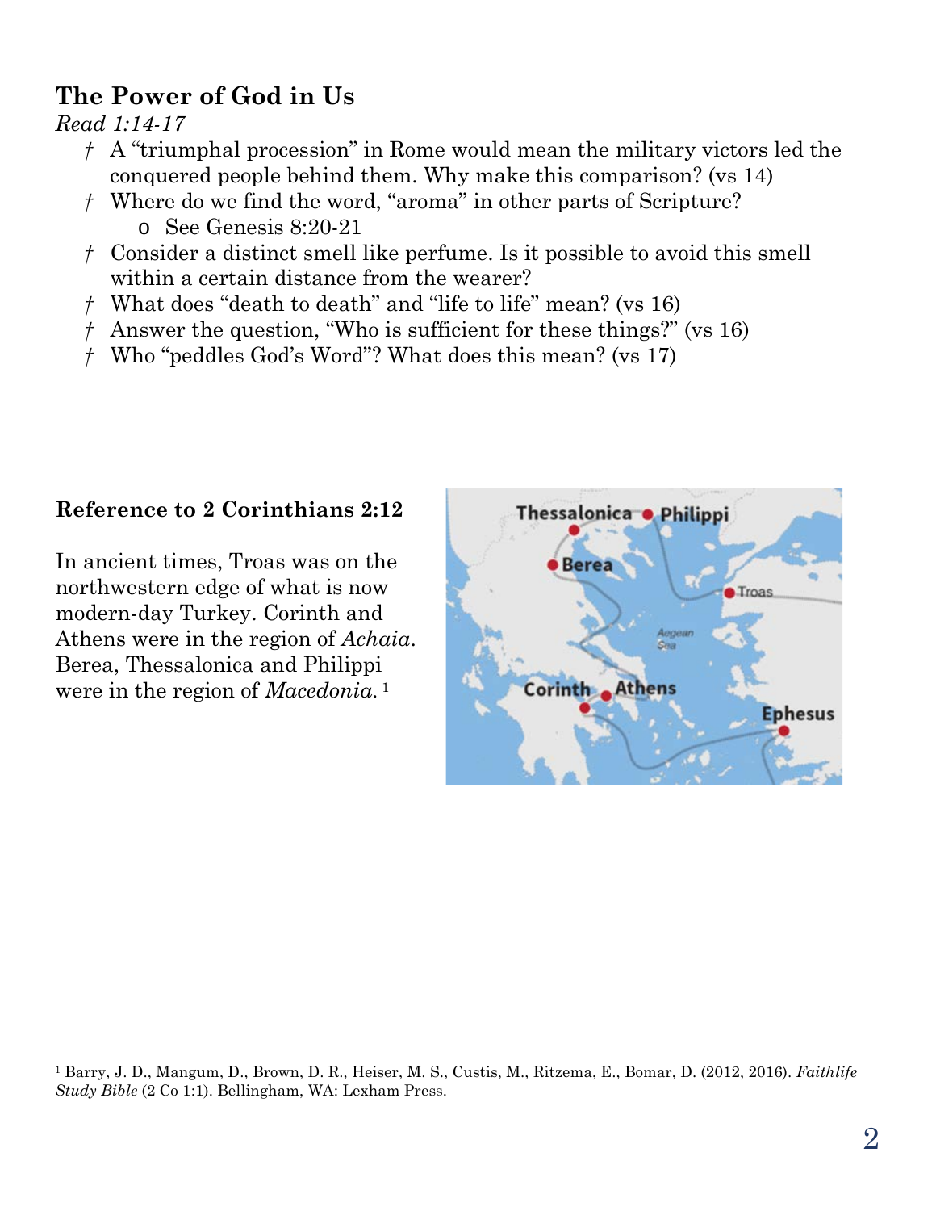## The Power of God in Us

*Read 1:14-17*

- † A "triumphal procession" in Rome would mean the military victors led the conquered people behind them. Why make this comparison? (vs 14)
- † Where do we find the word, "aroma" in other parts of Scripture?
    - o See Genesis 8:20-21
- † Consider a distinct smell like perfume. Is it possible to avoid this smell within a certain distance from the wearer?
- † What does "death to death" and "life to life" mean? (vs 16)
- † Answer the question, "Who is sufficient for these things?" (vs 16)
- † Who "peddles God's Word"? What does this mean? (vs 17)

**Reference to 2 Corinthians 2:12**

In ancient times, Troas was on the northwestern edge of what is now modern-day Turkey. Corinth and Athens were in the region of *Achaia*. Berea, Thessalonica and Philippi were in the region of *Macedonia.* [1]

[1] Barry, J. D., Mangum, D., Brown, D. R., Heiser, M. S., Custis, M., Ritzema, E., Bomar, D. (2012, 2016). *Faithlife Study Bible* (2 Co 1:1). Bellingham, WA: Lexham Press.